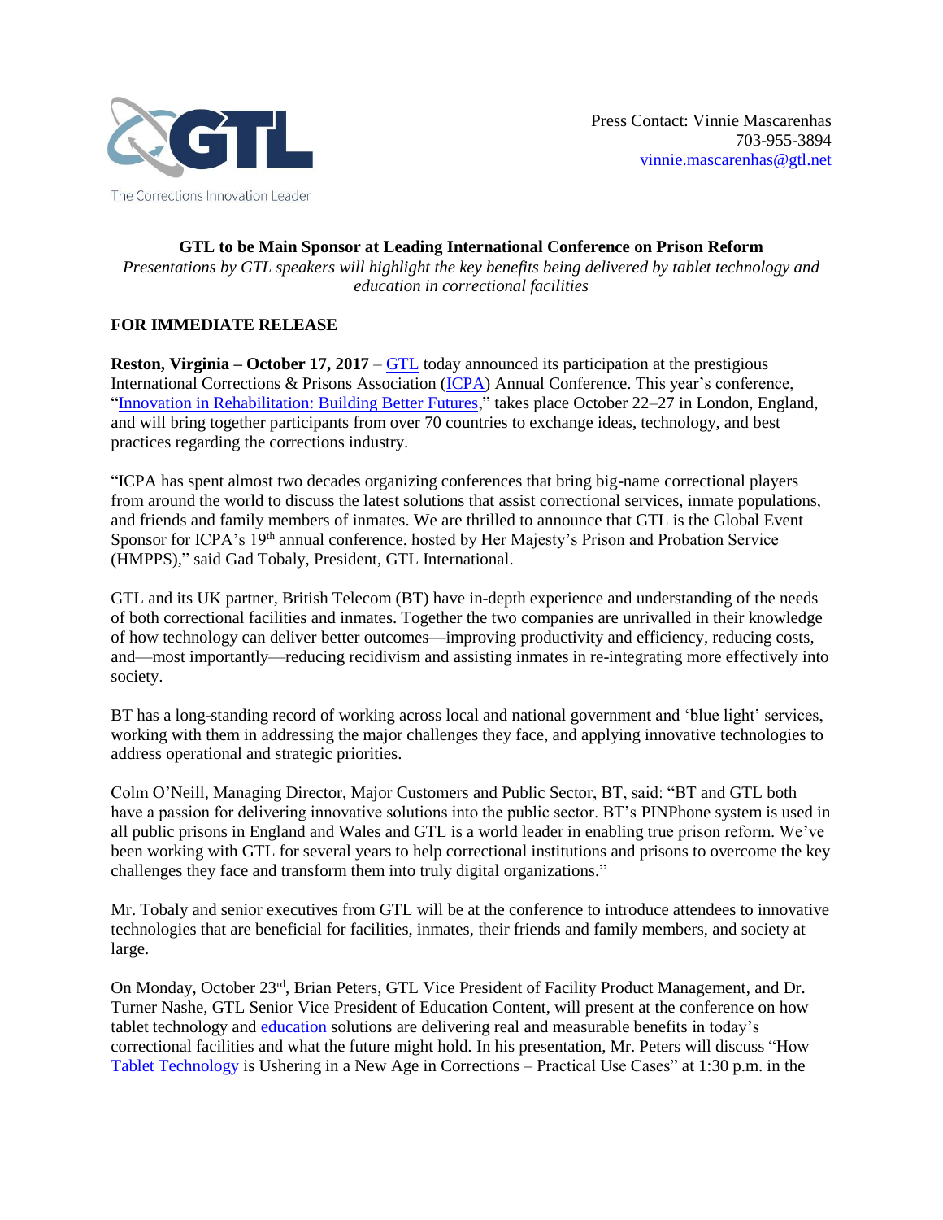The Corrections Innovation Leader

Press Contact: Vinnie Mascarenhas
703-955-3894
vinnie.mascarenhas@gtl.net

**GTL to be Main Sponsor at Leading International Conference on Prison Reform**

*Presentations by GTL speakers will highlight the key benefits being delivered by tablet technology and education in correctional facilities*

**FOR IMMEDIATE RELEASE**

**Reston, Virginia – October 17, 2017** – GTL today announced its participation at the prestigious International Corrections & Prisons Association (ICPA) Annual Conference. This year's conference, "Innovation in Rehabilitation: Building Better Futures," takes place October 22–27 in London, England, and will bring together participants from over 70 countries to exchange ideas, technology, and best practices regarding the corrections industry.

"ICPA has spent almost two decades organizing conferences that bring big-name correctional players from around the world to discuss the latest solutions that assist correctional services, inmate populations, and friends and family members of inmates. We are thrilled to announce that GTL is the Global Event Sponsor for ICPA's 19th annual conference, hosted by Her Majesty's Prison and Probation Service (HMPPS)," said Gad Tobaly, President, GTL International.

GTL and its UK partner, British Telecom (BT) have in-depth experience and understanding of the needs of both correctional facilities and inmates. Together the two companies are unrivalled in their knowledge of how technology can deliver better outcomes—improving productivity and efficiency, reducing costs, and—most importantly—reducing recidivism and assisting inmates in re-integrating more effectively into society.

BT has a long-standing record of working across local and national government and 'blue light' services, working with them in addressing the major challenges they face, and applying innovative technologies to address operational and strategic priorities.

Colm O'Neill, Managing Director, Major Customers and Public Sector, BT, said: "BT and GTL both have a passion for delivering innovative solutions into the public sector. BT's PINPhone system is used in all public prisons in England and Wales and GTL is a world leader in enabling true prison reform. We've been working with GTL for several years to help correctional institutions and prisons to overcome the key challenges they face and transform them into truly digital organizations."

Mr. Tobaly and senior executives from GTL will be at the conference to introduce attendees to innovative technologies that are beneficial for facilities, inmates, their friends and family members, and society at large.

On Monday, October 23rd, Brian Peters, GTL Vice President of Facility Product Management, and Dr. Turner Nashe, GTL Senior Vice President of Education Content, will present at the conference on how tablet technology and education solutions are delivering real and measurable benefits in today's correctional facilities and what the future might hold. In his presentation, Mr. Peters will discuss "How Tablet Technology is Ushering in a New Age in Corrections – Practical Use Cases" at 1:30 p.m. in the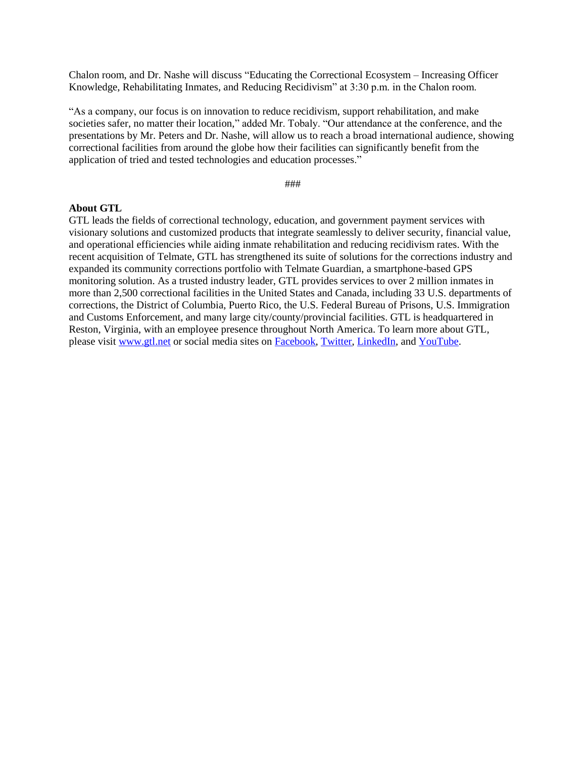Chalon room, and Dr. Nashe will discuss "Educating the Correctional Ecosystem – Increasing Officer Knowledge, Rehabilitating Inmates, and Reducing Recidivism" at 3:30 p.m. in the Chalon room.

"As a company, our focus is on innovation to reduce recidivism, support rehabilitation, and make societies safer, no matter their location," added Mr. Tobaly. "Our attendance at the conference, and the presentations by Mr. Peters and Dr. Nashe, will allow us to reach a broad international audience, showing correctional facilities from around the globe how their facilities can significantly benefit from the application of tried and tested technologies and education processes."

###

**About GTL**

GTL leads the fields of correctional technology, education, and government payment services with visionary solutions and customized products that integrate seamlessly to deliver security, financial value, and operational efficiencies while aiding inmate rehabilitation and reducing recidivism rates. With the recent acquisition of Telmate, GTL has strengthened its suite of solutions for the corrections industry and expanded its community corrections portfolio with Telmate Guardian, a smartphone-based GPS monitoring solution. As a trusted industry leader, GTL provides services to over 2 million inmates in more than 2,500 correctional facilities in the United States and Canada, including 33 U.S. departments of corrections, the District of Columbia, Puerto Rico, the U.S. Federal Bureau of Prisons, U.S. Immigration and Customs Enforcement, and many large city/county/provincial facilities. GTL is headquartered in Reston, Virginia, with an employee presence throughout North America. To learn more about GTL, please visit www.gtl.net or social media sites on Facebook, Twitter, LinkedIn, and YouTube.